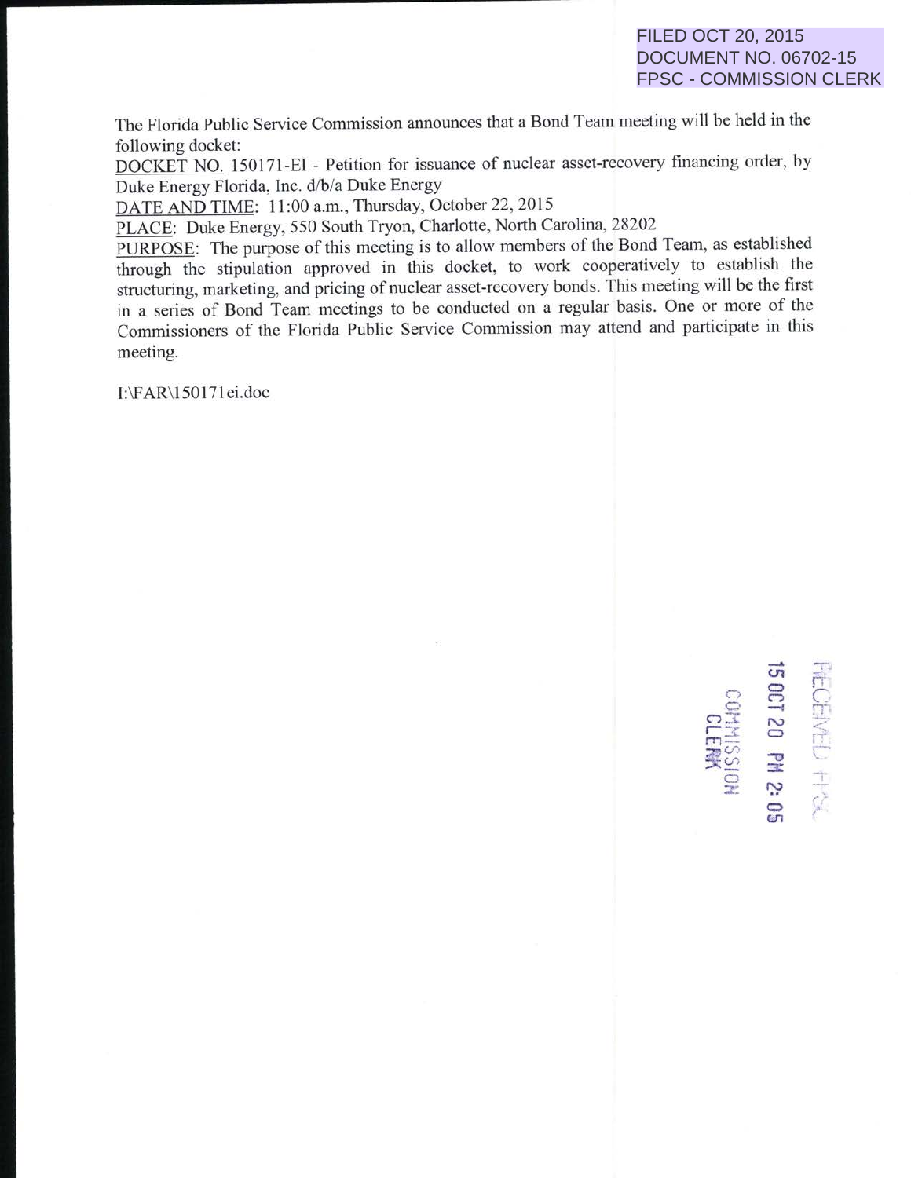FILED OCT 20, 2015
DOCUMENT NO. 06702-15
FPSC - COMMISSION CLERK

The Florida Public Service Commission announces that a Bond Team meeting will be held in the following docket:

<u>DOCKET NO.</u> 150171-EI - Petition for issuance of nuclear asset-recovery financing order, by Duke Energy Florida, Inc. d/b/a Duke Energy

<u>DATE AND TIME</u>: 11:00 a.m., Thursday, October 22, 2015

<u>PLACE</u>: Duke Energy, 550 South Tryon, Charlotte, North Carolina, 28202

<u>PURPOSE</u>: The purpose of this meeting is to allow members of the Bond Team, as established through the stipulation approved in this docket, to work cooperatively to establish the structuring, marketing, and pricing of nuclear asset-recovery bonds. This meeting will be the first in a series of Bond Team meetings to be conducted on a regular basis. One or more of the Commissioners of the Florida Public Service Commission may attend and participate in this meeting.

I:\FAR\150171ei.doc

RECEIVED FPSC
15 OCT 20 PM 2:05
COMMISSION CLERK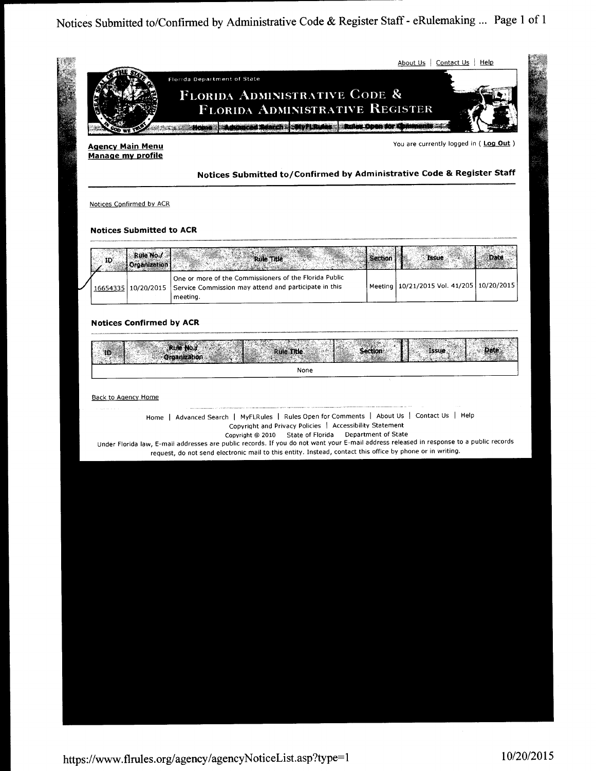About Us | Contact Us | Help

Florida Department of State

# FLORIDA ADMINISTRATIVE CODE & FLORIDA ADMINISTRATIVE REGISTER

Home | Advanced Search | MyFLRules | Rules Open for Comments

**Agency Main Menu**
**Manage my profile**

You are currently logged in ( **Log Out** )

## Notices Submitted to/Confirmed by Administrative Code & Register Staff

Notices Confirmed by ACR

### Notices Submitted to ACR

| ID | Rule No./ Organization | Rule Title | Section | Issue | Date |
|---|---|---|---|---|---|
| 16654335 | 10/20/2015 | One or more of the Commissioners of the Florida Public Service Commission may attend and participate in this meeting. | Meeting | 10/21/2015 Vol. 41/205 | 10/20/2015 |

### Notices Confirmed by ACR

| ID | Rule No./ Organization | Rule Title | Section | Issue | Date |
|---|---|---|---|---|---|
| | | None | | | |

Back to Agency Home

Home | Advanced Search | MyFLRules | Rules Open for Comments | About Us | Contact Us | Help
Copyright and Privacy Policies | Accessibility Statement
Copyright @ 2010 State of Florida Department of State
Under Florida law, E-mail addresses are public records. If you do not want your E-mail address released in response to a public records request, do not send electronic mail to this entity. Instead, contact this office by phone or in writing.

https://www.flrules.org/agency/agencyNoticeList.asp?type=1 10/20/2015